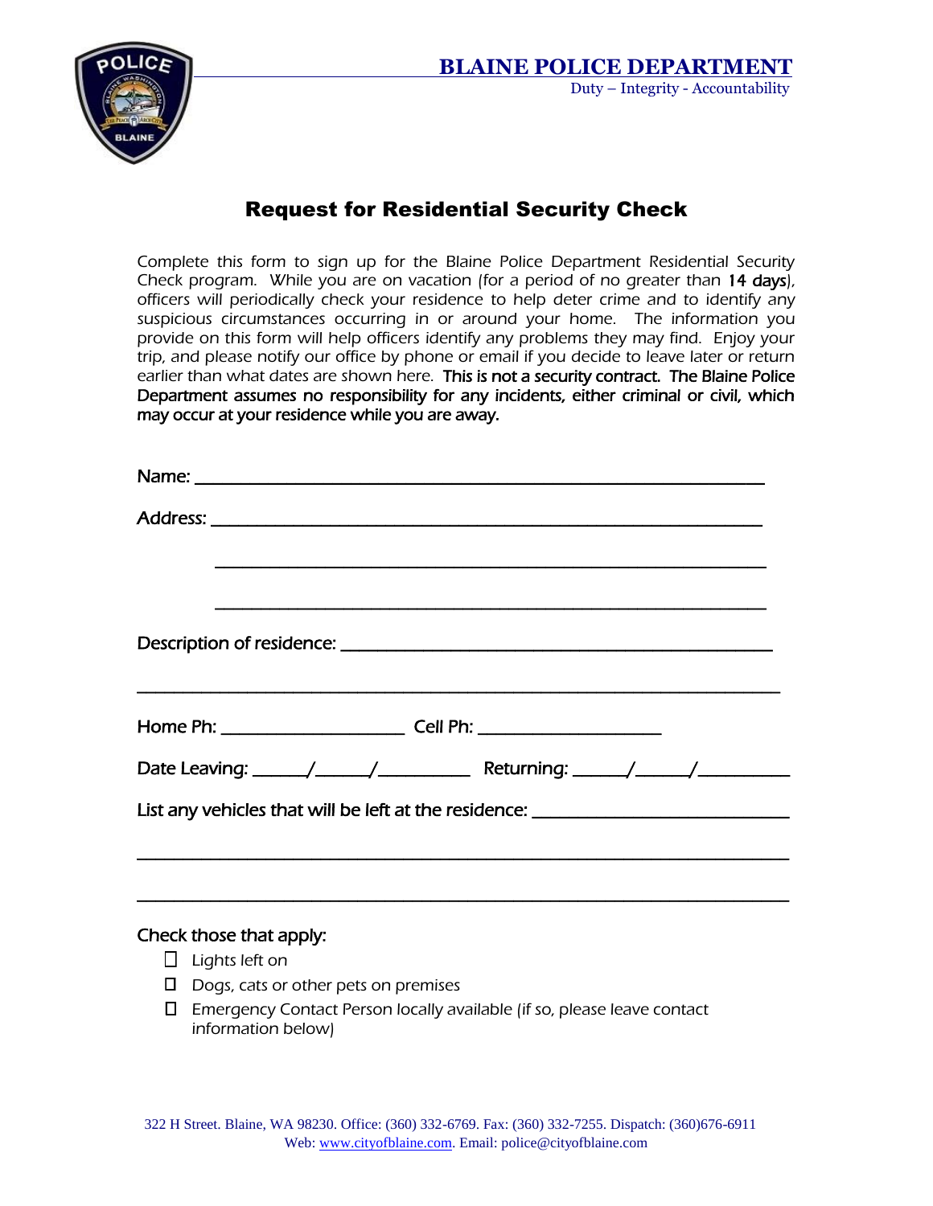# BLAINE POLICE DEPARTMENT

Duty – Integrity - Accountability

## Request for Residential Security Check

Complete this form to sign up for the Blaine Police Department Residential Security Check program. While you are on vacation (for a period of no greater than **14 days**), officers will periodically check your residence to help deter crime and to identify any suspicious circumstances occurring in or around your home. The information you provide on this form will help officers identify any problems they may find. Enjoy your trip, and please notify our office by phone or email if you decide to leave later or return earlier than what dates are shown here. **This is not a security contract. The Blaine Police Department assumes no responsibility for any incidents, either criminal or civil, which may occur at your residence while you are away.**

Name: ______________________________________________________________

Address: ____________________________________________________________

______________________________________________________________

______________________________________________________________

Description of residence: _______________________________________________

______________________________________________________________________

Home Ph: ____________________ Cell Ph: ____________________

Date Leaving: _____/_____/_________ Returning: _____/_____/_________

List any vehicles that will be left at the residence: ___________________________

______________________________________________________________________

______________________________________________________________________

Check those that apply:

- ☐ Lights left on
- ☐ Dogs, cats or other pets on premises
- ☐ Emergency Contact Person locally available (if so, please leave contact information below)

322 H Street. Blaine, WA 98230. Office: (360) 332-6769. Fax: (360) 332-7255. Dispatch: (360)676-6911
Web: www.cityofblaine.com. Email: police@cityofblaine.com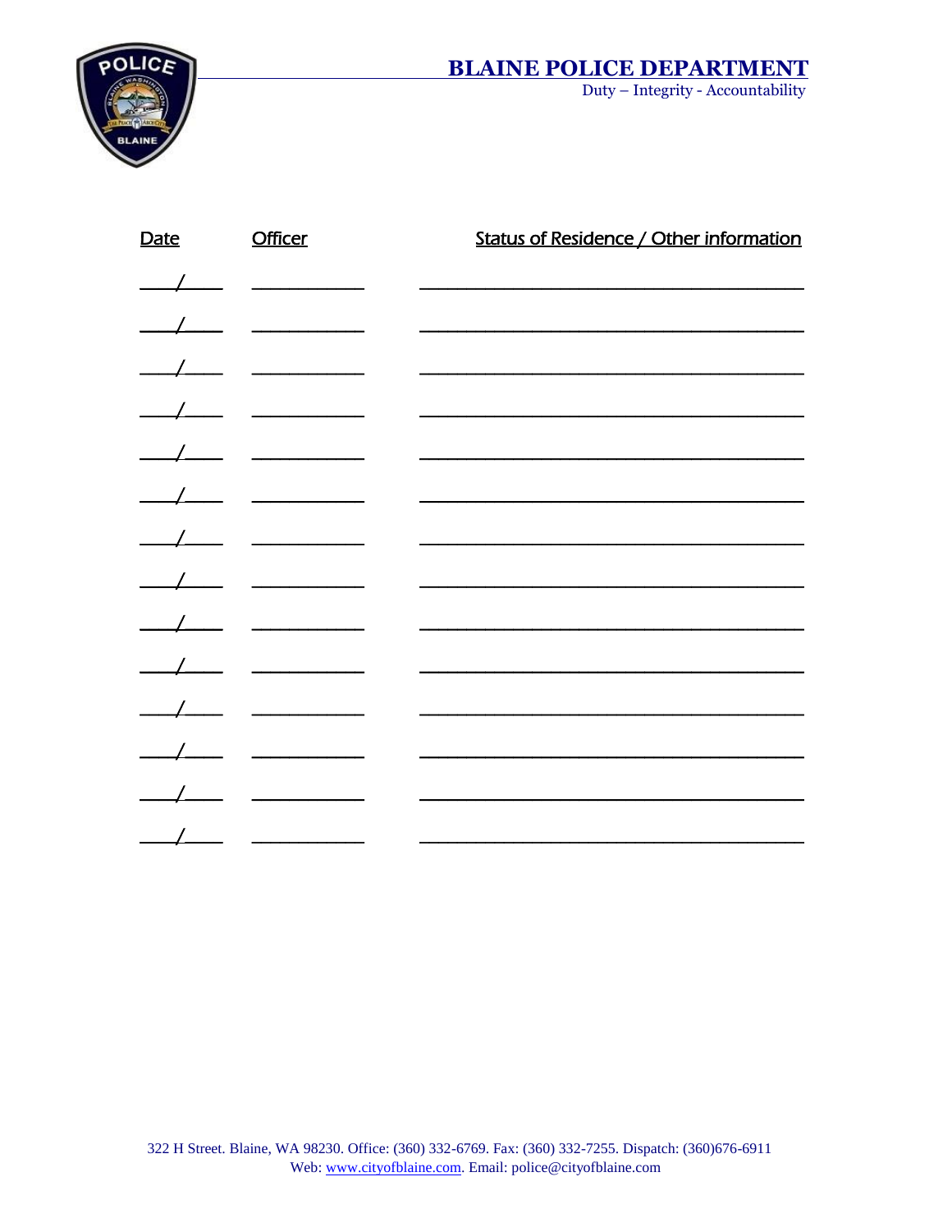# BLAINE POLICE DEPARTMENT

Duty – Integrity - Accountability

| Date | Officer | Status of Residence / Other information |
|---|---|---|
| ___/___ | __________ | ____________________________________ |
| ___/___ | __________ | ____________________________________ |
| ___/___ | __________ | ____________________________________ |
| ___/___ | __________ | ____________________________________ |
| ___/___ | __________ | ____________________________________ |
| ___/___ | __________ | ____________________________________ |
| ___/___ | __________ | ____________________________________ |
| ___/___ | __________ | ____________________________________ |
| ___/___ | __________ | ____________________________________ |
| ___/___ | __________ | ____________________________________ |
| ___/___ | __________ | ____________________________________ |
| ___/___ | __________ | ____________________________________ |
| ___/___ | __________ | ____________________________________ |
| ___/___ | __________ | ____________________________________ |

322 H Street. Blaine, WA 98230. Office: (360) 332-6769. Fax: (360) 332-7255. Dispatch: (360)676-6911
Web: www.cityofblaine.com. Email: police@cityofblaine.com